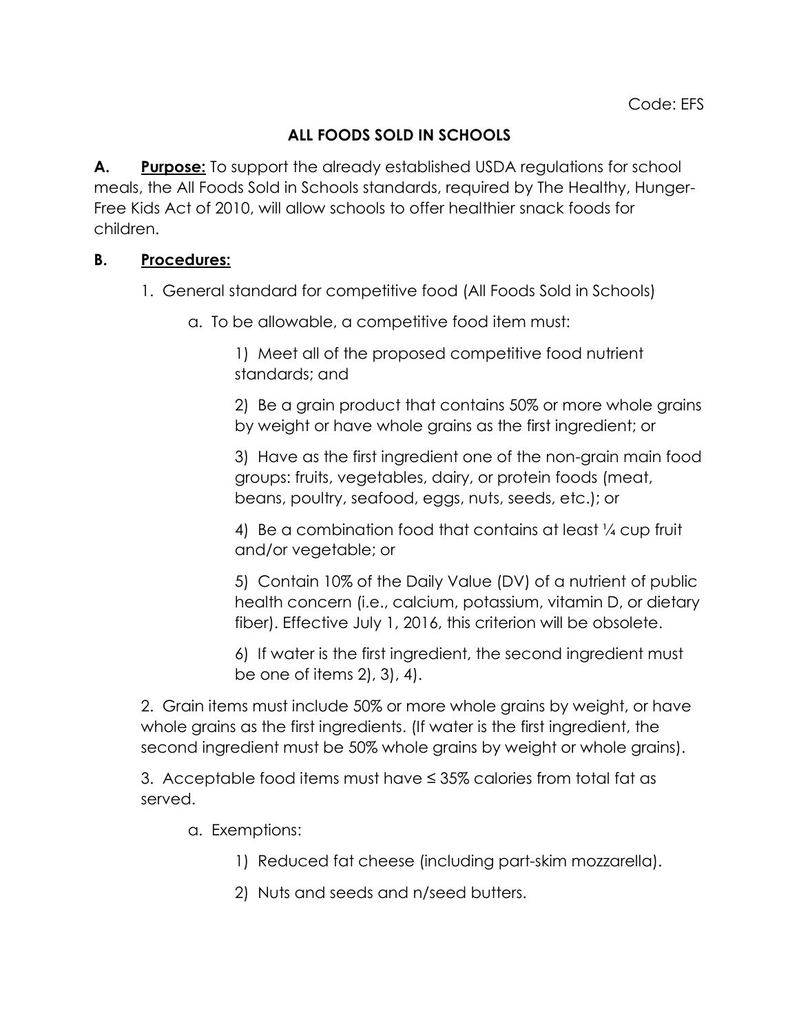Code: EFS

# ALL FOODS SOLD IN SCHOOLS

**A. Purpose:** To support the already established USDA regulations for school meals, the All Foods Sold in Schools standards, required by The Healthy, Hunger-Free Kids Act of 2010, will allow schools to offer healthier snack foods for children.

**B. Procedures:**

1. General standard for competitive food (All Foods Sold in Schools)

   a. To be allowable, a competitive food item must:

      1) Meet all of the proposed competitive food nutrient standards; and

      2) Be a grain product that contains 50% or more whole grains by weight or have whole grains as the first ingredient; or

      3) Have as the first ingredient one of the non-grain main food groups: fruits, vegetables, dairy, or protein foods (meat, beans, poultry, seafood, eggs, nuts, seeds, etc.); or

      4) Be a combination food that contains at least ¼ cup fruit and/or vegetable; or

      5) Contain 10% of the Daily Value (DV) of a nutrient of public health concern (i.e., calcium, potassium, vitamin D, or dietary fiber). Effective July 1, 2016, this criterion will be obsolete.

      6) If water is the first ingredient, the second ingredient must be one of items 2), 3), 4).

2. Grain items must include 50% or more whole grains by weight, or have whole grains as the first ingredients. (If water is the first ingredient, the second ingredient must be 50% whole grains by weight or whole grains).

3. Acceptable food items must have ≤ 35% calories from total fat as served.

   a. Exemptions:

      1) Reduced fat cheese (including part-skim mozzarella).

      2) Nuts and seeds and n/seed butters.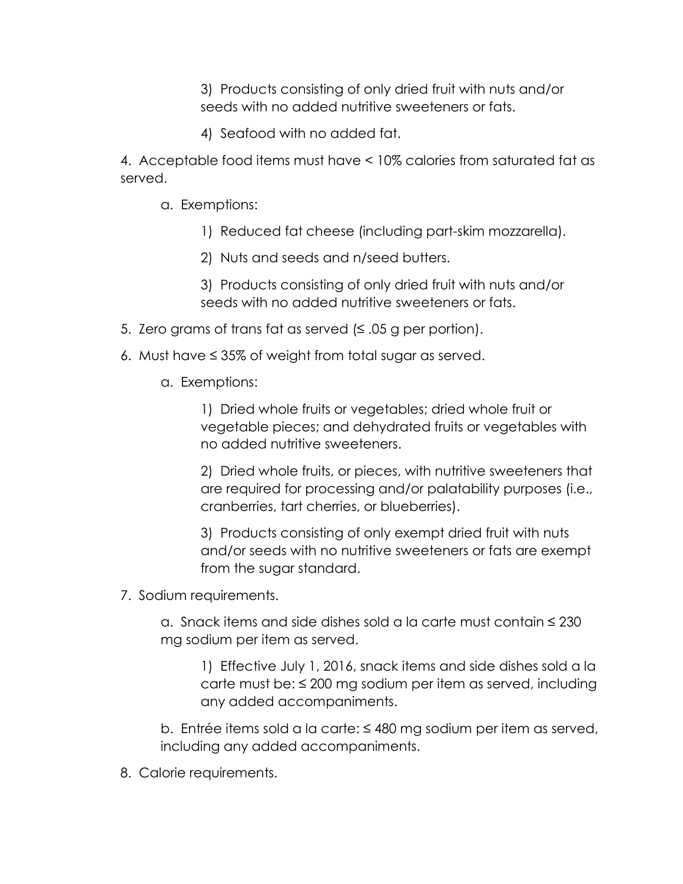3) Products consisting of only dried fruit with nuts and/or seeds with no added nutritive sweeteners or fats.

4) Seafood with no added fat.

4. Acceptable food items must have < 10% calories from saturated fat as served.

   a. Exemptions:

      1) Reduced fat cheese (including part-skim mozzarella).

      2) Nuts and seeds and n/seed butters.

      3) Products consisting of only dried fruit with nuts and/or seeds with no added nutritive sweeteners or fats.

5. Zero grams of trans fat as served (≤ .05 g per portion).

6. Must have ≤ 35% of weight from total sugar as served.

   a. Exemptions:

      1) Dried whole fruits or vegetables; dried whole fruit or vegetable pieces; and dehydrated fruits or vegetables with no added nutritive sweeteners.

      2) Dried whole fruits, or pieces, with nutritive sweeteners that are required for processing and/or palatability purposes (i.e., cranberries, tart cherries, or blueberries).

      3) Products consisting of only exempt dried fruit with nuts and/or seeds with no nutritive sweeteners or fats are exempt from the sugar standard.

7. Sodium requirements.

   a. Snack items and side dishes sold a la carte must contain ≤ 230 mg sodium per item as served.

      1) Effective July 1, 2016, snack items and side dishes sold a la carte must be: ≤ 200 mg sodium per item as served, including any added accompaniments.

   b. Entrée items sold a la carte: ≤ 480 mg sodium per item as served, including any added accompaniments.

8. Calorie requirements.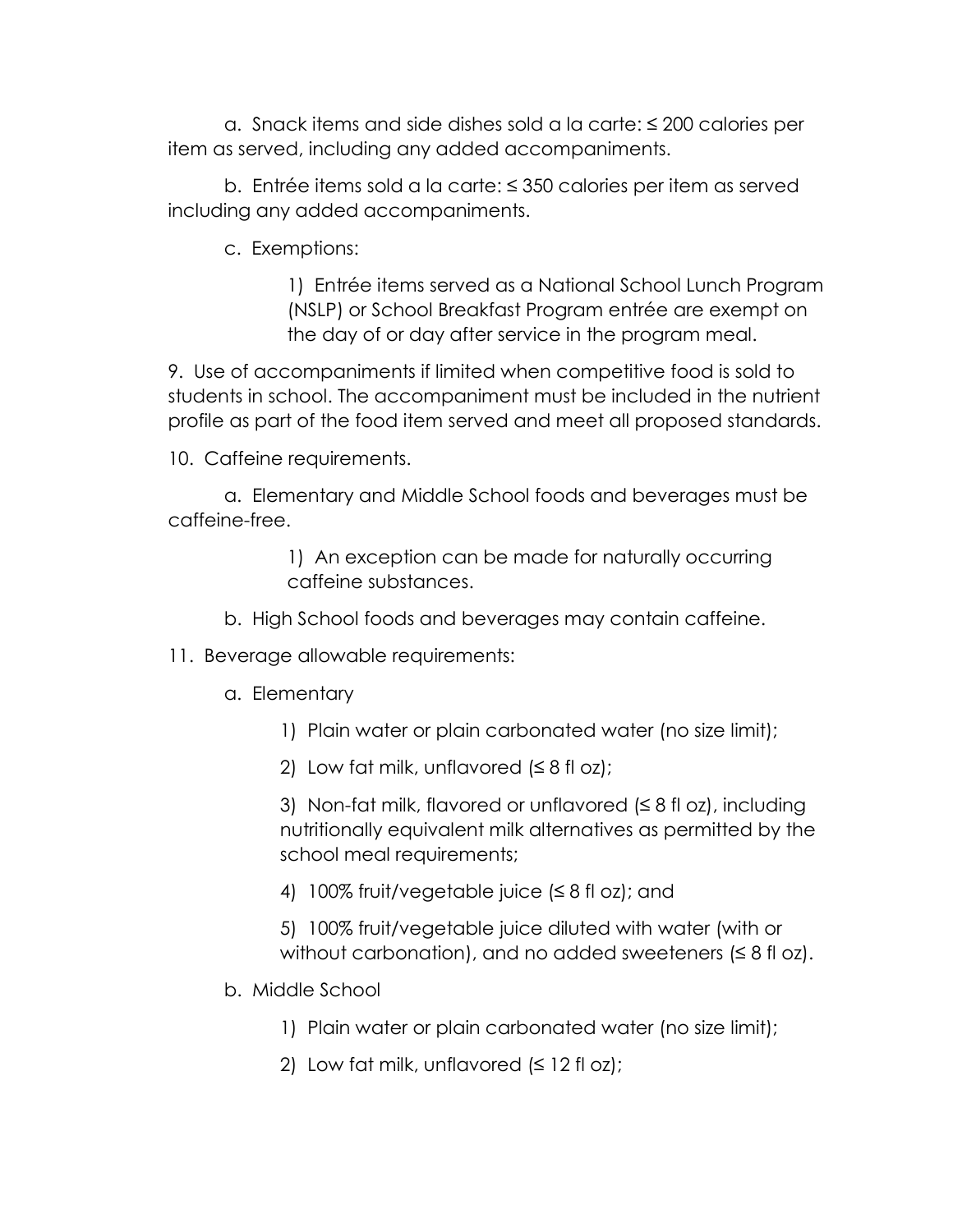a. Snack items and side dishes sold a la carte: ≤ 200 calories per item as served, including any added accompaniments.

b. Entrée items sold a la carte: ≤ 350 calories per item as served including any added accompaniments.

c. Exemptions:

1) Entrée items served as a National School Lunch Program (NSLP) or School Breakfast Program entrée are exempt on the day of or day after service in the program meal.

9. Use of accompaniments if limited when competitive food is sold to students in school. The accompaniment must be included in the nutrient profile as part of the food item served and meet all proposed standards.

10. Caffeine requirements.

a. Elementary and Middle School foods and beverages must be caffeine-free.

1) An exception can be made for naturally occurring caffeine substances.

b. High School foods and beverages may contain caffeine.

11. Beverage allowable requirements:

a. Elementary

1) Plain water or plain carbonated water (no size limit);

2) Low fat milk, unflavored (≤ 8 fl oz);

3) Non-fat milk, flavored or unflavored (≤ 8 fl oz), including nutritionally equivalent milk alternatives as permitted by the school meal requirements;

4) 100% fruit/vegetable juice (≤ 8 fl oz); and

5) 100% fruit/vegetable juice diluted with water (with or without carbonation), and no added sweeteners (≤ 8 fl oz).

b. Middle School

1) Plain water or plain carbonated water (no size limit);

2) Low fat milk, unflavored (≤ 12 fl oz);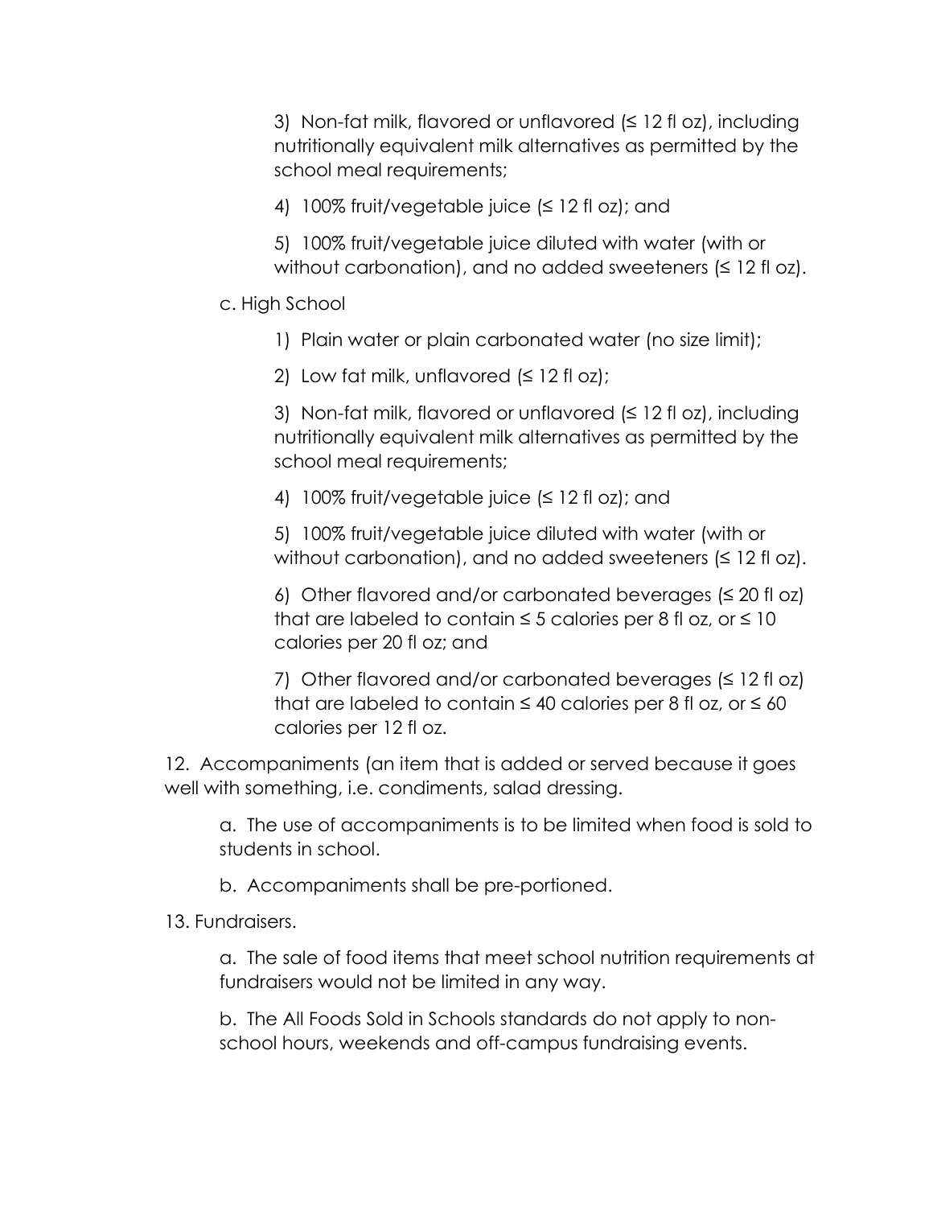3) Non-fat milk, flavored or unflavored (≤ 12 fl oz), including nutritionally equivalent milk alternatives as permitted by the school meal requirements;

4) 100% fruit/vegetable juice (≤ 12 fl oz); and

5) 100% fruit/vegetable juice diluted with water (with or without carbonation), and no added sweeteners (≤ 12 fl oz).

c. High School

1) Plain water or plain carbonated water (no size limit);

2) Low fat milk, unflavored (≤ 12 fl oz);

3) Non-fat milk, flavored or unflavored (≤ 12 fl oz), including nutritionally equivalent milk alternatives as permitted by the school meal requirements;

4) 100% fruit/vegetable juice (≤ 12 fl oz); and

5) 100% fruit/vegetable juice diluted with water (with or without carbonation), and no added sweeteners (≤ 12 fl oz).

6) Other flavored and/or carbonated beverages (≤ 20 fl oz) that are labeled to contain ≤ 5 calories per 8 fl oz, or ≤ 10 calories per 20 fl oz; and

7) Other flavored and/or carbonated beverages (≤ 12 fl oz) that are labeled to contain ≤ 40 calories per 8 fl oz, or ≤ 60 calories per 12 fl oz.

12. Accompaniments (an item that is added or served because it goes well with something, i.e. condiments, salad dressing.

a. The use of accompaniments is to be limited when food is sold to students in school.

b. Accompaniments shall be pre-portioned.

13. Fundraisers.

a. The sale of food items that meet school nutrition requirements at fundraisers would not be limited in any way.

b. The All Foods Sold in Schools standards do not apply to non-school hours, weekends and off-campus fundraising events.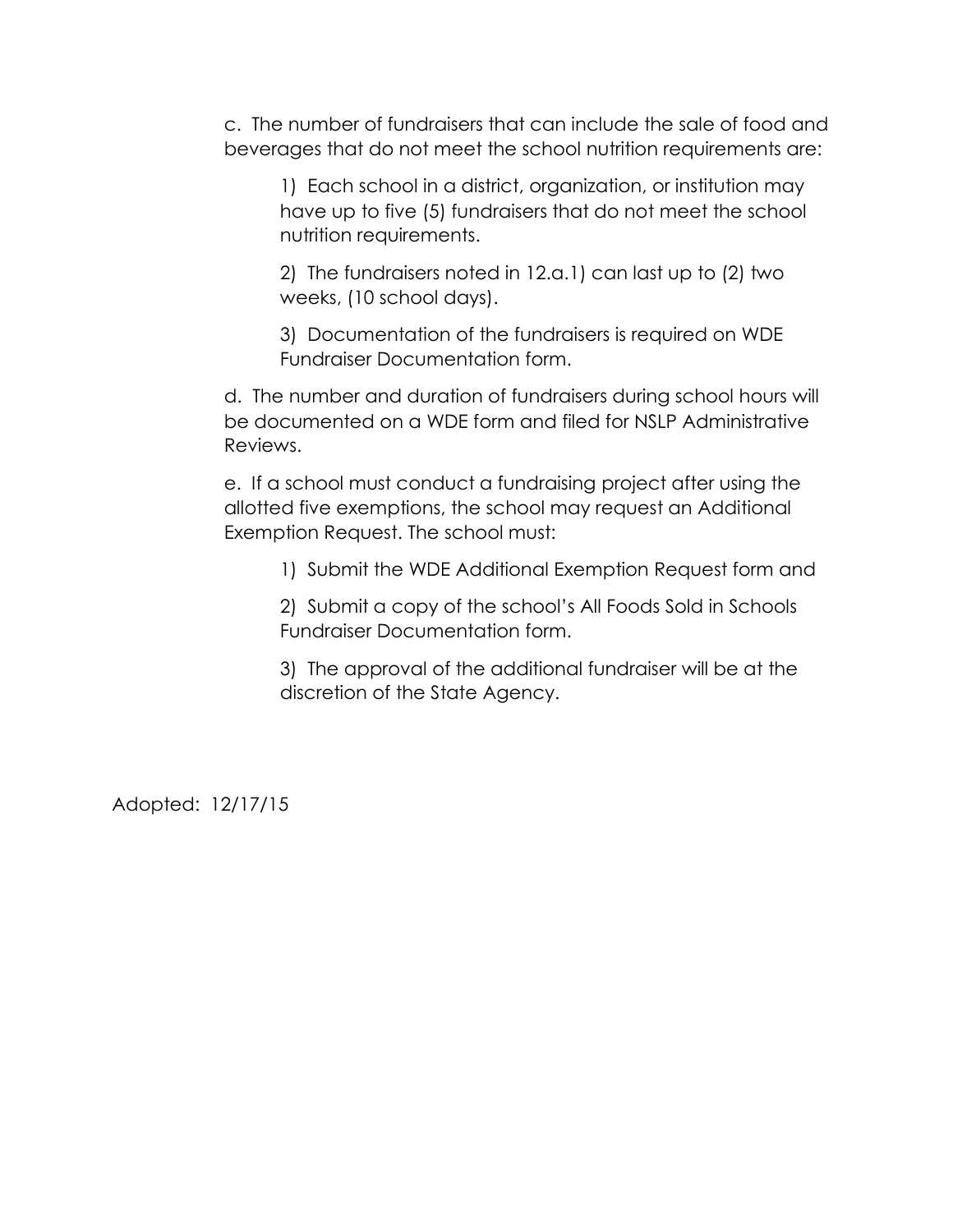c. The number of fundraisers that can include the sale of food and beverages that do not meet the school nutrition requirements are:

> 1) Each school in a district, organization, or institution may have up to five (5) fundraisers that do not meet the school nutrition requirements.
>
> 2) The fundraisers noted in 12.a.1) can last up to (2) two weeks, (10 school days).
>
> 3) Documentation of the fundraisers is required on WDE Fundraiser Documentation form.

d. The number and duration of fundraisers during school hours will be documented on a WDE form and filed for NSLP Administrative Reviews.

e. If a school must conduct a fundraising project after using the allotted five exemptions, the school may request an Additional Exemption Request. The school must:

> 1) Submit the WDE Additional Exemption Request form and
>
> 2) Submit a copy of the school's All Foods Sold in Schools Fundraiser Documentation form.
>
> 3) The approval of the additional fundraiser will be at the discretion of the State Agency.

Adopted: 12/17/15